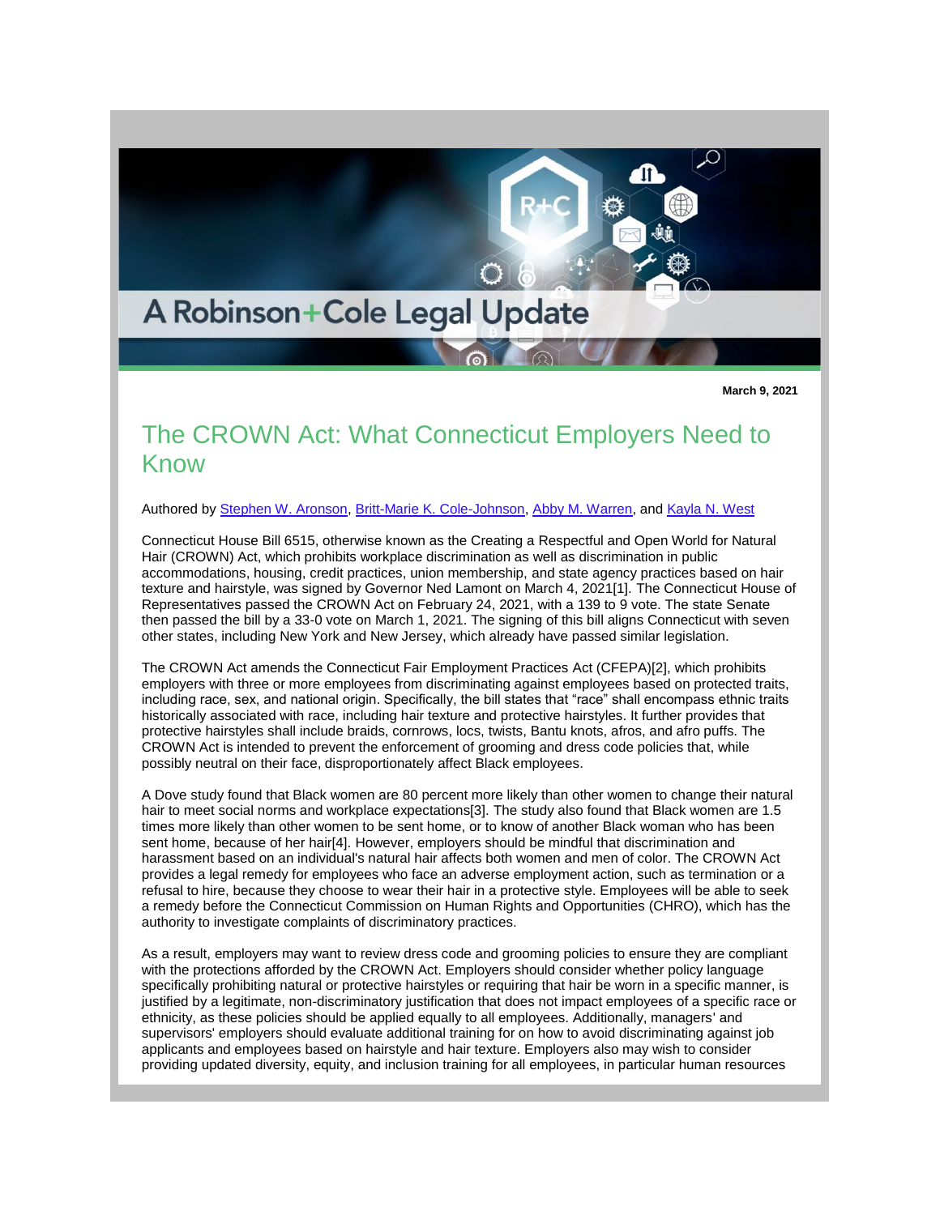A Robinson+Cole Legal Update

**March 9, 2021**

# The CROWN Act: What Connecticut Employers Need to Know

Authored by Stephen W. Aronson, Britt-Marie K. Cole-Johnson, Abby M. Warren, and Kayla N. West

Connecticut House Bill 6515, otherwise known as the Creating a Respectful and Open World for Natural Hair (CROWN) Act, which prohibits workplace discrimination as well as discrimination in public accommodations, housing, credit practices, union membership, and state agency practices based on hair texture and hairstyle, was signed by Governor Ned Lamont on March 4, 2021[1]. The Connecticut House of Representatives passed the CROWN Act on February 24, 2021, with a 139 to 9 vote. The state Senate then passed the bill by a 33-0 vote on March 1, 2021. The signing of this bill aligns Connecticut with seven other states, including New York and New Jersey, which already have passed similar legislation.

The CROWN Act amends the Connecticut Fair Employment Practices Act (CFEPA)[2], which prohibits employers with three or more employees from discriminating against employees based on protected traits, including race, sex, and national origin. Specifically, the bill states that "race" shall encompass ethnic traits historically associated with race, including hair texture and protective hairstyles. It further provides that protective hairstyles shall include braids, cornrows, locs, twists, Bantu knots, afros, and afro puffs. The CROWN Act is intended to prevent the enforcement of grooming and dress code policies that, while possibly neutral on their face, disproportionately affect Black employees.

A Dove study found that Black women are 80 percent more likely than other women to change their natural hair to meet social norms and workplace expectations[3]. The study also found that Black women are 1.5 times more likely than other women to be sent home, or to know of another Black woman who has been sent home, because of her hair[4]. However, employers should be mindful that discrimination and harassment based on an individual's natural hair affects both women and men of color. The CROWN Act provides a legal remedy for employees who face an adverse employment action, such as termination or a refusal to hire, because they choose to wear their hair in a protective style. Employees will be able to seek a remedy before the Connecticut Commission on Human Rights and Opportunities (CHRO), which has the authority to investigate complaints of discriminatory practices.

As a result, employers may want to review dress code and grooming policies to ensure they are compliant with the protections afforded by the CROWN Act. Employers should consider whether policy language specifically prohibiting natural or protective hairstyles or requiring that hair be worn in a specific manner, is justified by a legitimate, non-discriminatory justification that does not impact employees of a specific race or ethnicity, as these policies should be applied equally to all employees. Additionally, managers' and supervisors' employers should evaluate additional training for on how to avoid discriminating against job applicants and employees based on hairstyle and hair texture. Employers also may wish to consider providing updated diversity, equity, and inclusion training for all employees, in particular human resources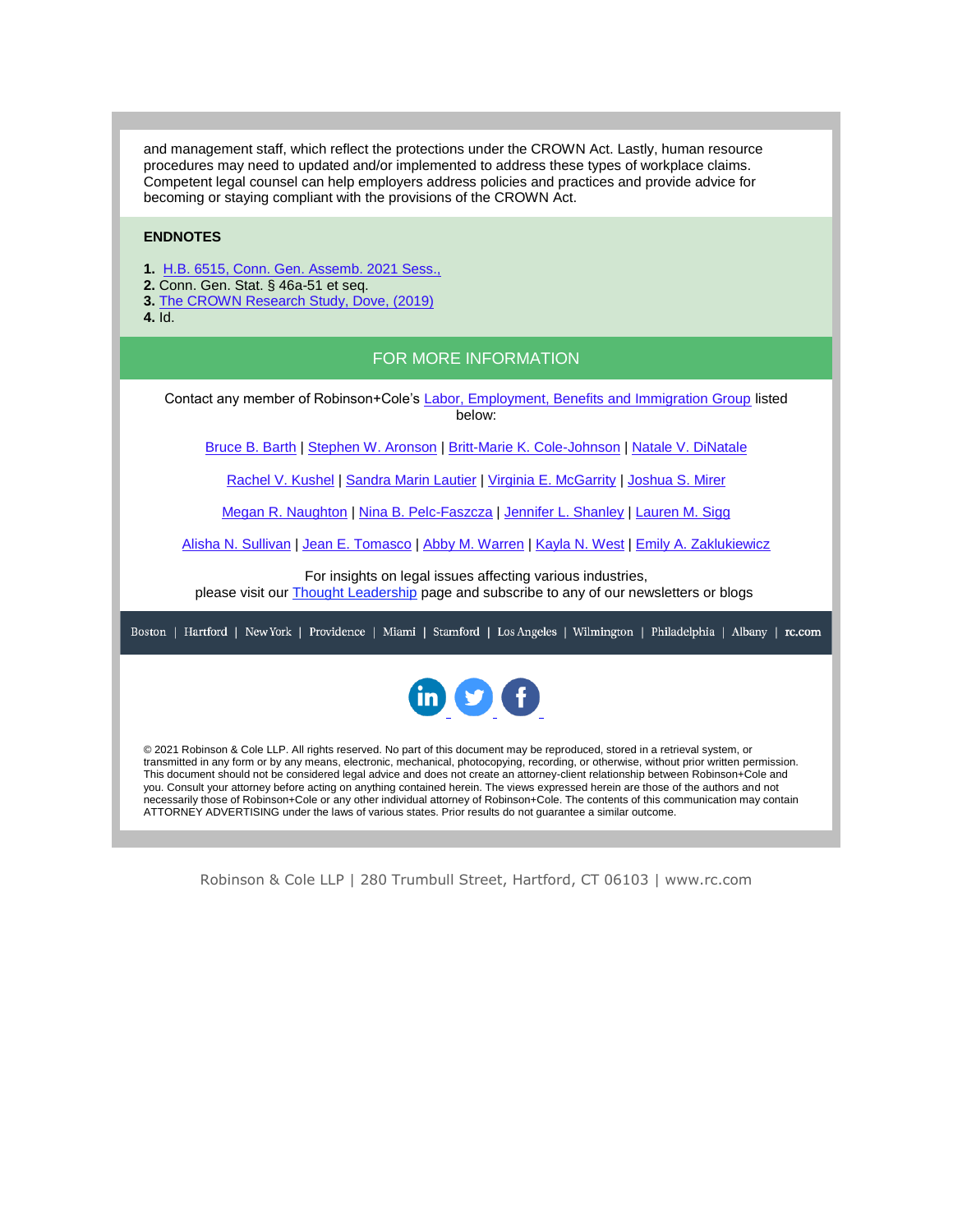and management staff, which reflect the protections under the CROWN Act. Lastly, human resource procedures may need to updated and/or implemented to address these types of workplace claims. Competent legal counsel can help employers address policies and practices and provide advice for becoming or staying compliant with the provisions of the CROWN Act.

**ENDNOTES**

**1.** H.B. 6515, Conn. Gen. Assemb. 2021 Sess.,
**2.** Conn. Gen. Stat. § 46a-51 et seq.
**3.** The CROWN Research Study, Dove, (2019)
**4.** Id.

## FOR MORE INFORMATION

Contact any member of Robinson+Cole's Labor, Employment, Benefits and Immigration Group listed below:

Bruce B. Barth | Stephen W. Aronson | Britt-Marie K. Cole-Johnson | Natale V. DiNatale

Rachel V. Kushel | Sandra Marin Lautier | Virginia E. McGarrity | Joshua S. Mirer

Megan R. Naughton | Nina B. Pelc-Faszcza | Jennifer L. Shanley | Lauren M. Sigg

Alisha N. Sullivan | Jean E. Tomasco | Abby M. Warren | Kayla N. West | Emily A. Zaklukiewicz

For insights on legal issues affecting various industries,
please visit our Thought Leadership page and subscribe to any of our newsletters or blogs

Boston | Hartford | New York | Providence | Miami | Stamford | Los Angeles | Wilmington | Philadelphia | Albany | rc.com

© 2021 Robinson & Cole LLP. All rights reserved. No part of this document may be reproduced, stored in a retrieval system, or transmitted in any form or by any means, electronic, mechanical, photocopying, recording, or otherwise, without prior written permission. This document should not be considered legal advice and does not create an attorney-client relationship between Robinson+Cole and you. Consult your attorney before acting on anything contained herein. The views expressed herein are those of the authors and not necessarily those of Robinson+Cole or any other individual attorney of Robinson+Cole. The contents of this communication may contain ATTORNEY ADVERTISING under the laws of various states. Prior results do not guarantee a similar outcome.

Robinson & Cole LLP | 280 Trumbull Street, Hartford, CT 06103 | www.rc.com